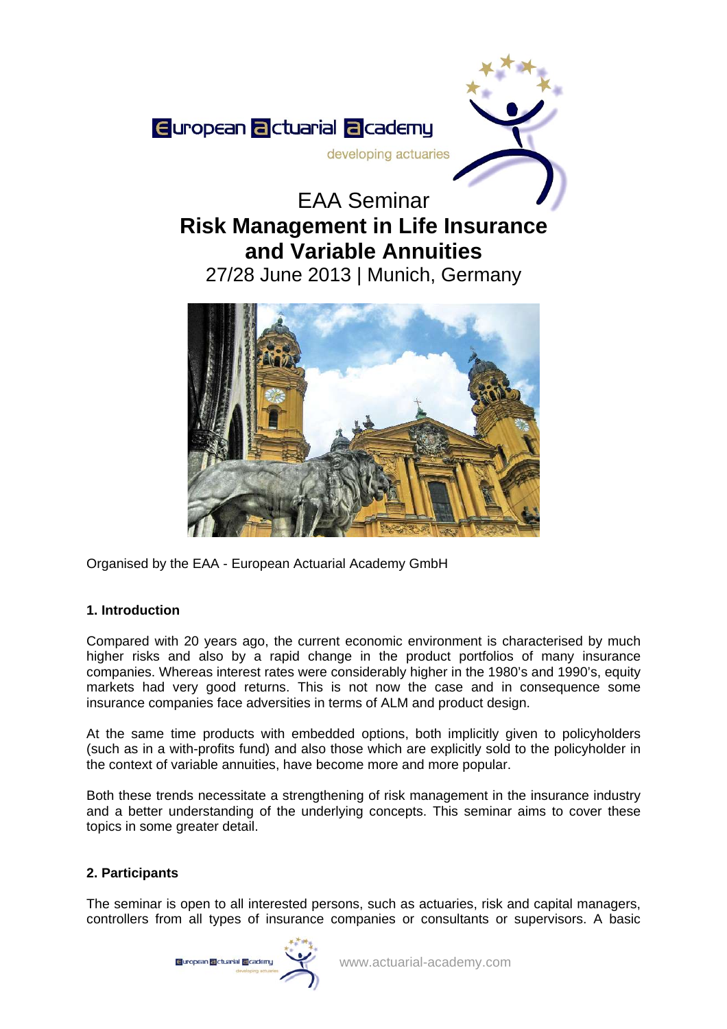European actuarial academy

developing actuaries

# EAA Seminar
# **Risk Management in Life Insurance and Variable Annuities**

27/28 June 2013 | Munich, Germany

Organised by the EAA - European Actuarial Academy GmbH

## 1. Introduction

Compared with 20 years ago, the current economic environment is characterised by much higher risks and also by a rapid change in the product portfolios of many insurance companies. Whereas interest rates were considerably higher in the 1980's and 1990's, equity markets had very good returns. This is not now the case and in consequence some insurance companies face adversities in terms of ALM and product design.

At the same time products with embedded options, both implicitly given to policyholders (such as in a with-profits fund) and also those which are explicitly sold to the policyholder in the context of variable annuities, have become more and more popular.

Both these trends necessitate a strengthening of risk management in the insurance industry and a better understanding of the underlying concepts. This seminar aims to cover these topics in some greater detail.

## 2. Participants

The seminar is open to all interested persons, such as actuaries, risk and capital managers, controllers from all types of insurance companies or consultants or supervisors. A basic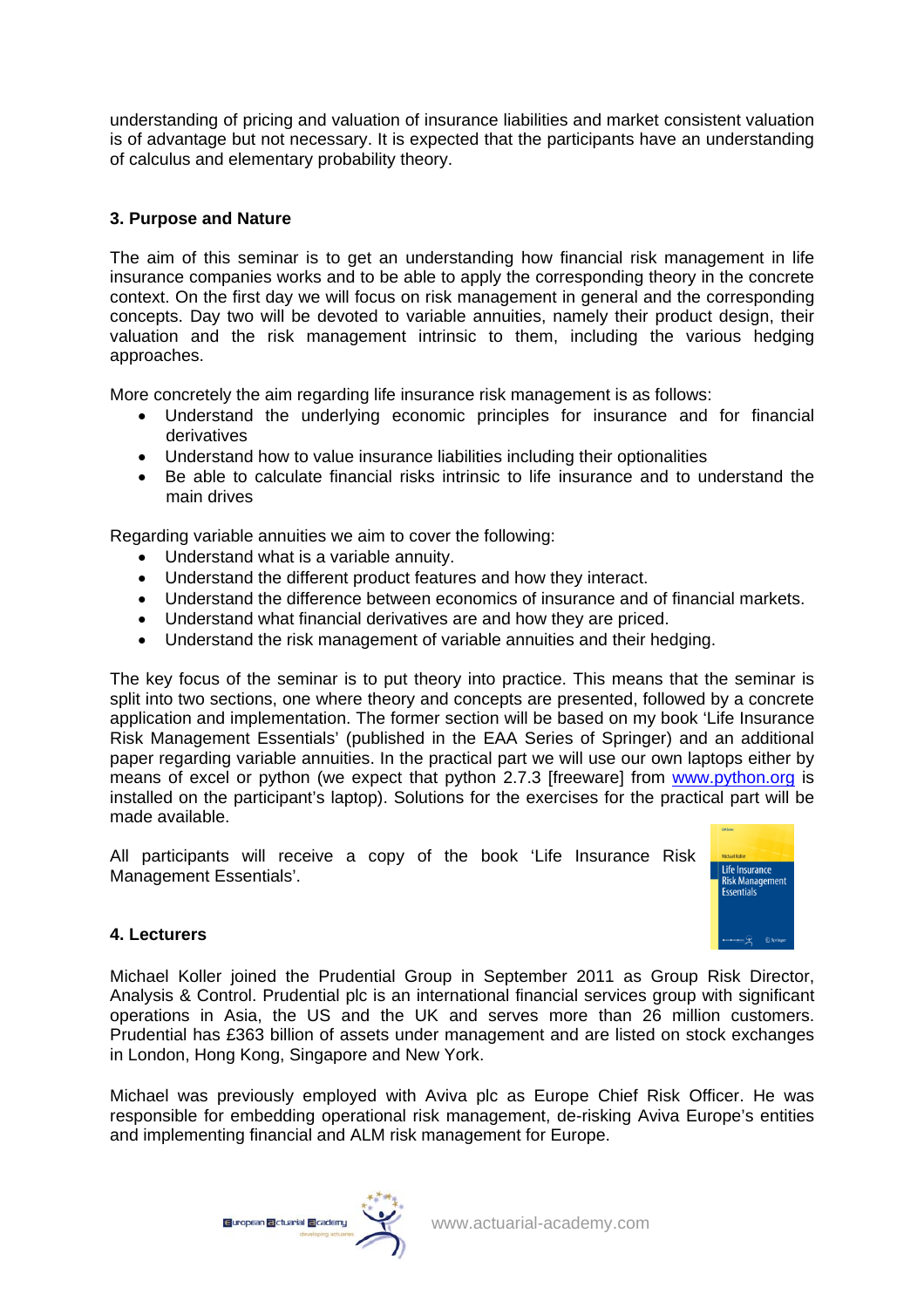understanding of pricing and valuation of insurance liabilities and market consistent valuation is of advantage but not necessary. It is expected that the participants have an understanding of calculus and elementary probability theory.

### 3. Purpose and Nature

The aim of this seminar is to get an understanding how financial risk management in life insurance companies works and to be able to apply the corresponding theory in the concrete context. On the first day we will focus on risk management in general and the corresponding concepts. Day two will be devoted to variable annuities, namely their product design, their valuation and the risk management intrinsic to them, including the various hedging approaches.

More concretely the aim regarding life insurance risk management is as follows:

- Understand the underlying economic principles for insurance and for financial derivatives
- Understand how to value insurance liabilities including their optionalities
- Be able to calculate financial risks intrinsic to life insurance and to understand the main drives

Regarding variable annuities we aim to cover the following:

- Understand what is a variable annuity.
- Understand the different product features and how they interact.
- Understand the difference between economics of insurance and of financial markets.
- Understand what financial derivatives are and how they are priced.
- Understand the risk management of variable annuities and their hedging.

The key focus of the seminar is to put theory into practice. This means that the seminar is split into two sections, one where theory and concepts are presented, followed by a concrete application and implementation. The former section will be based on my book 'Life Insurance Risk Management Essentials' (published in the EAA Series of Springer) and an additional paper regarding variable annuities. In the practical part we will use our own laptops either by means of excel or python (we expect that python 2.7.3 [freeware] from www.python.org is installed on the participant's laptop). Solutions for the exercises for the practical part will be made available.

All participants will receive a copy of the book 'Life Insurance Risk Management Essentials'.

### 4. Lecturers

Michael Koller joined the Prudential Group in September 2011 as Group Risk Director, Analysis & Control. Prudential plc is an international financial services group with significant operations in Asia, the US and the UK and serves more than 26 million customers. Prudential has £363 billion of assets under management and are listed on stock exchanges in London, Hong Kong, Singapore and New York.

Michael was previously employed with Aviva plc as Europe Chief Risk Officer. He was responsible for embedding operational risk management, de-risking Aviva Europe's entities and implementing financial and ALM risk management for Europe.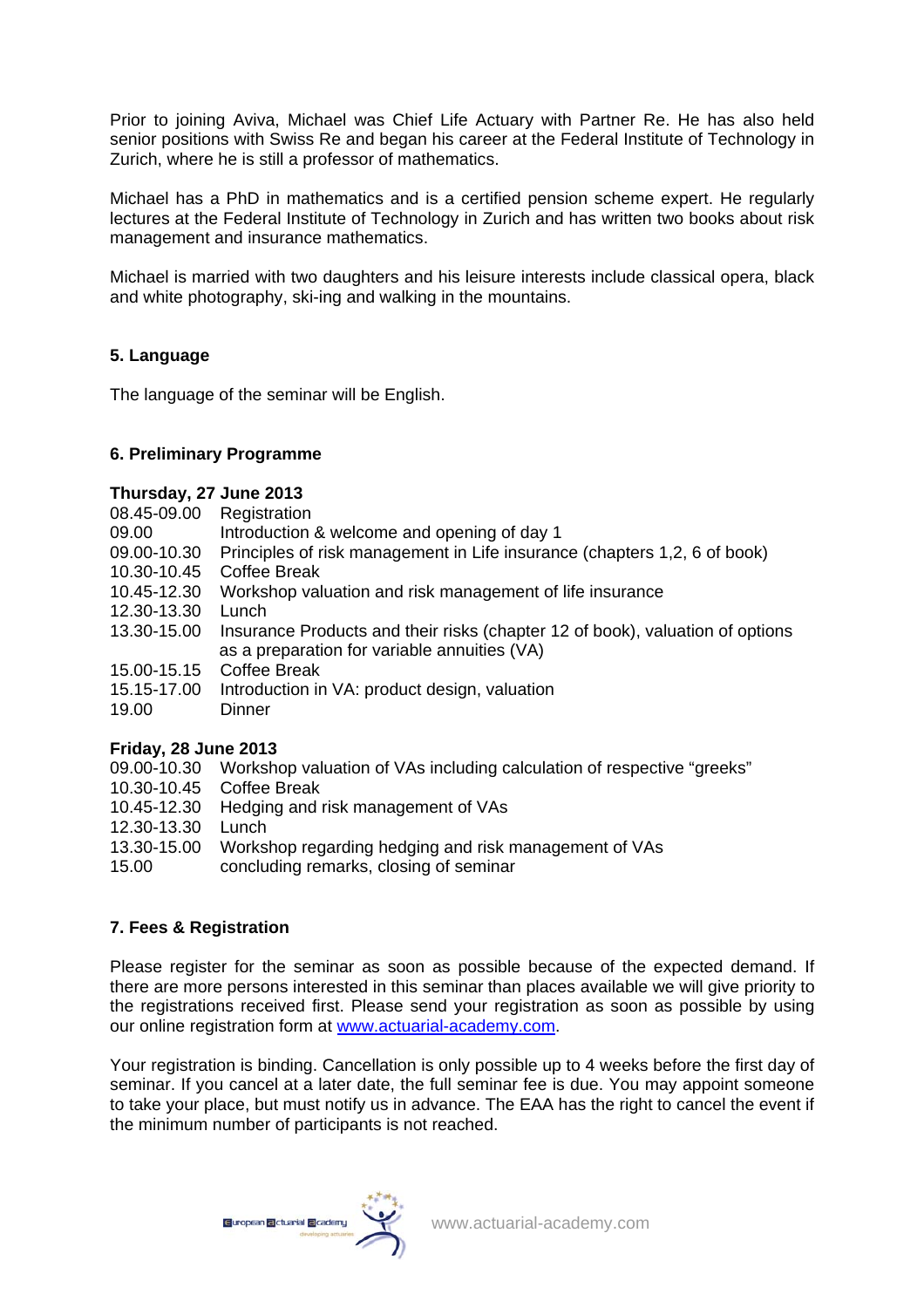Prior to joining Aviva, Michael was Chief Life Actuary with Partner Re. He has also held senior positions with Swiss Re and began his career at the Federal Institute of Technology in Zurich, where he is still a professor of mathematics.

Michael has a PhD in mathematics and is a certified pension scheme expert. He regularly lectures at the Federal Institute of Technology in Zurich and has written two books about risk management and insurance mathematics.

Michael is married with two daughters and his leisure interests include classical opera, black and white photography, ski-ing and walking in the mountains.

## 5. Language

The language of the seminar will be English.

## 6. Preliminary Programme

**Thursday, 27 June 2013**

| | |
|---|---|
| 08.45-09.00 | Registration |
| 09.00 | Introduction & welcome and opening of day 1 |
| 09.00-10.30 | Principles of risk management in Life insurance (chapters 1,2, 6 of book) |
| 10.30-10.45 | Coffee Break |
| 10.45-12.30 | Workshop valuation and risk management of life insurance |
| 12.30-13.30 | Lunch |
| 13.30-15.00 | Insurance Products and their risks (chapter 12 of book), valuation of options as a preparation for variable annuities (VA) |
| 15.00-15.15 | Coffee Break |
| 15.15-17.00 | Introduction in VA: product design, valuation |
| 19.00 | Dinner |

**Friday, 28 June 2013**

| | |
|---|---|
| 09.00-10.30 | Workshop valuation of VAs including calculation of respective "greeks" |
| 10.30-10.45 | Coffee Break |
| 10.45-12.30 | Hedging and risk management of VAs |
| 12.30-13.30 | Lunch |
| 13.30-15.00 | Workshop regarding hedging and risk management of VAs |
| 15.00 | concluding remarks, closing of seminar |

## 7. Fees & Registration

Please register for the seminar as soon as possible because of the expected demand. If there are more persons interested in this seminar than places available we will give priority to the registrations received first. Please send your registration as soon as possible by using our online registration form at www.actuarial-academy.com.

Your registration is binding. Cancellation is only possible up to 4 weeks before the first day of seminar. If you cancel at a later date, the full seminar fee is due. You may appoint someone to take your place, but must notify us in advance. The EAA has the right to cancel the event if the minimum number of participants is not reached.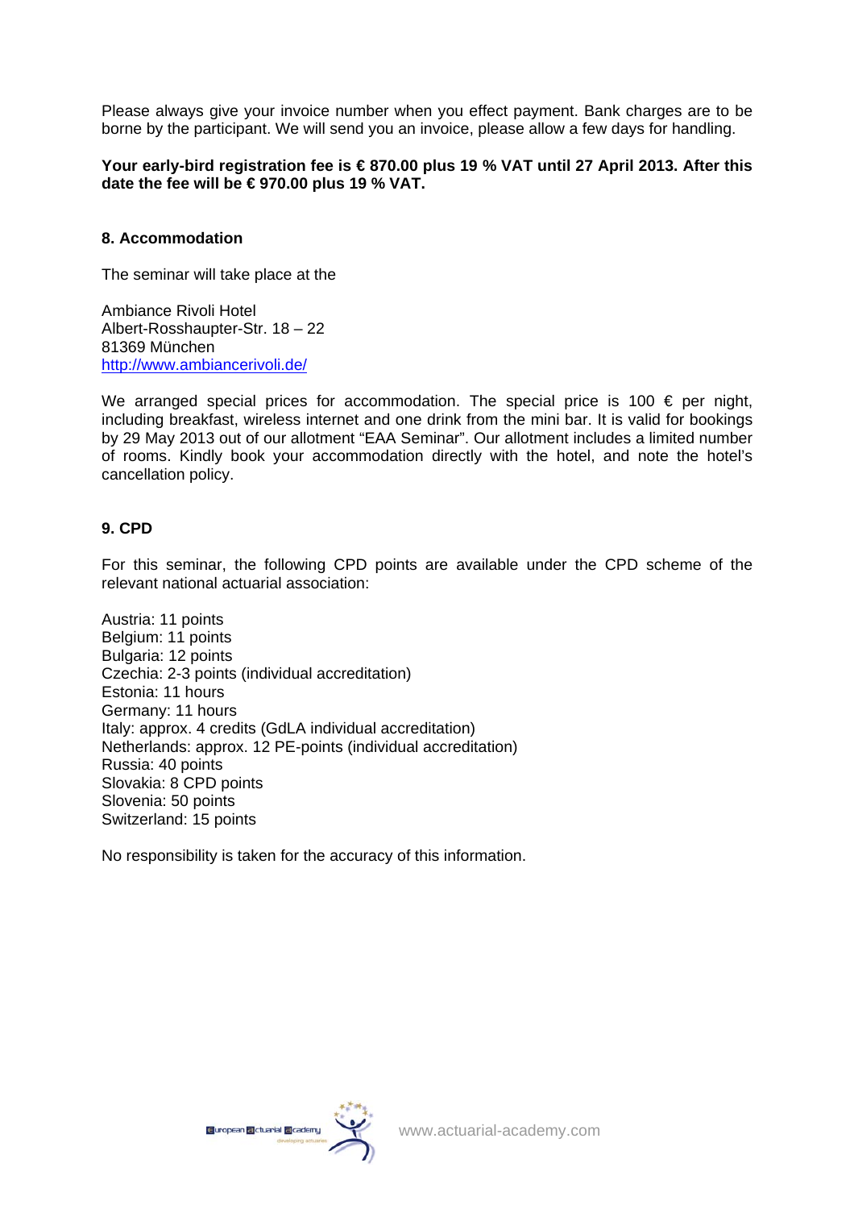Please always give your invoice number when you effect payment. Bank charges are to be borne by the participant. We will send you an invoice, please allow a few days for handling.

**Your early-bird registration fee is € 870.00 plus 19 % VAT until 27 April 2013. After this date the fee will be € 970.00 plus 19 % VAT.**

### 8. Accommodation

The seminar will take place at the

Ambiance Rivoli Hotel
Albert-Rosshaupter-Str. 18 – 22
81369 München
http://www.ambiancerivoli.de/

We arranged special prices for accommodation. The special price is 100 € per night, including breakfast, wireless internet and one drink from the mini bar. It is valid for bookings by 29 May 2013 out of our allotment "EAA Seminar". Our allotment includes a limited number of rooms. Kindly book your accommodation directly with the hotel, and note the hotel's cancellation policy.

### 9. CPD

For this seminar, the following CPD points are available under the CPD scheme of the relevant national actuarial association:

Austria: 11 points
Belgium: 11 points
Bulgaria: 12 points
Czechia: 2-3 points (individual accreditation)
Estonia: 11 hours
Germany: 11 hours
Italy: approx. 4 credits (GdLA individual accreditation)
Netherlands: approx. 12 PE-points (individual accreditation)
Russia: 40 points
Slovakia: 8 CPD points
Slovenia: 50 points
Switzerland: 15 points

No responsibility is taken for the accuracy of this information.